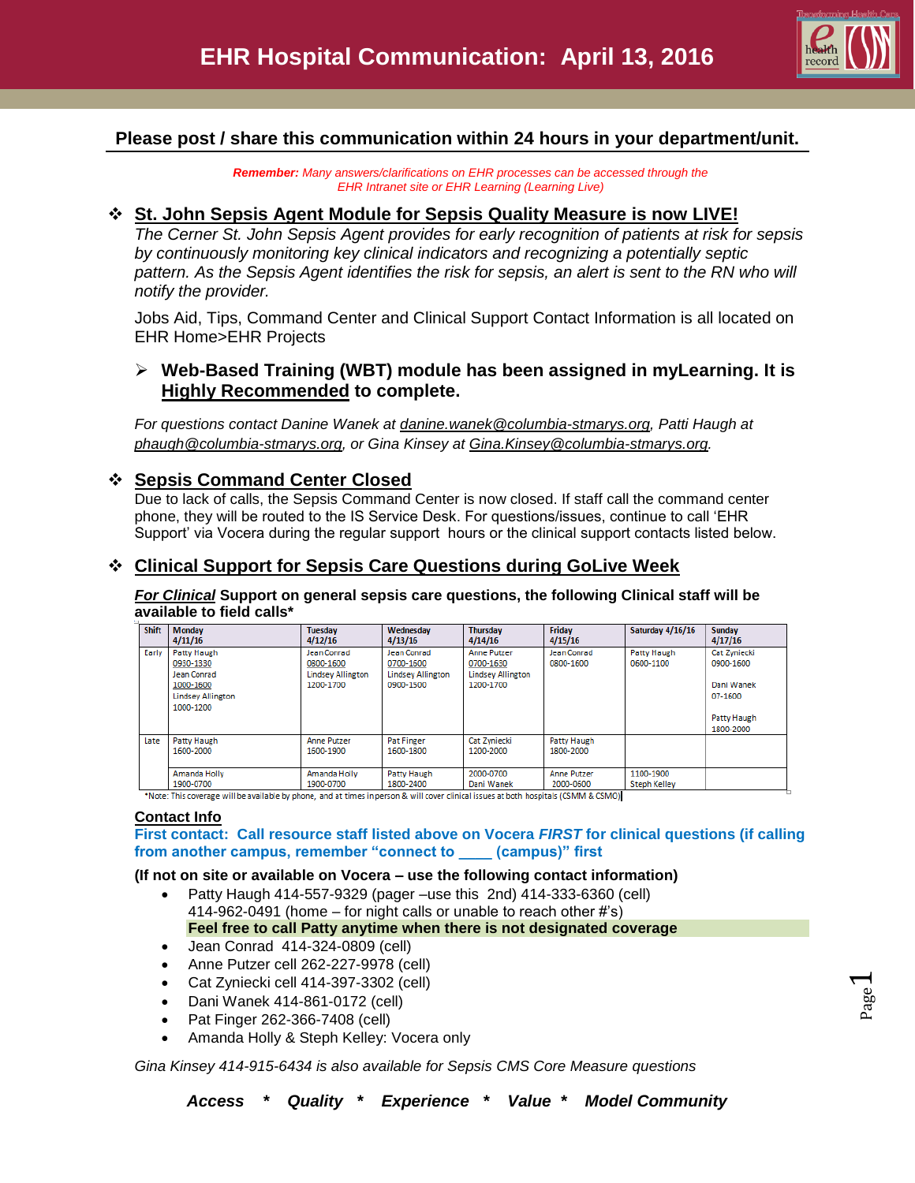# EHR Hospital Communication: April 13, 2016

**Please post / share this communication within 24 hours in your department/unit.**

***Remember:*** *Many answers/clarifications on EHR processes can be accessed through the EHR Intranet site or EHR Learning (Learning Live)*

## ❖ St. John Sepsis Agent Module for Sepsis Quality Measure is now LIVE!

*The Cerner St. John Sepsis Agent provides for early recognition of patients at risk for sepsis by continuously monitoring key clinical indicators and recognizing a potentially septic pattern. As the Sepsis Agent identifies the risk for sepsis, an alert is sent to the RN who will notify the provider.*

Jobs Aid, Tips, Command Center and Clinical Support Contact Information is all located on EHR Home>EHR Projects

- **Web-Based Training (WBT) module has been assigned in myLearning. It is Highly Recommended to complete.**

*For questions contact Danine Wanek at danine.wanek@columbia-stmarys.org, Patti Haugh at phaugh@columbia-stmarys.org, or Gina Kinsey at Gina.Kinsey@columbia-stmarys.org.*

## ❖ Sepsis Command Center Closed

Due to lack of calls, the Sepsis Command Center is now closed. If staff call the command center phone, they will be routed to the IS Service Desk. For questions/issues, continue to call 'EHR Support' via Vocera during the regular support hours or the clinical support contacts listed below.

## ❖ Clinical Support for Sepsis Care Questions during GoLive Week

***For Clinical*** **Support on general sepsis care questions, the following Clinical staff will be available to field calls***

| Shift | Monday 4/11/16 | Tuesday 4/12/16 | Wednesday 4/13/16 | Thursday 4/14/16 | Friday 4/15/16 | Saturday 4/16/16 | Sunday 4/17/16 |
|---|---|---|---|---|---|---|---|
| Early | Patty Haugh 0930-1330 Jean Conrad 1000-1600 Lindsey Allington 1000-1200 | Jean Conrad 0800-1600 Lindsey Allington 1200-1700 | Jean Conrad 0700-1600 Lindsey Allington 0900-1500 | Anne Putzer 0700-1630 Lindsey Allington 1200-1700 | Jean Conrad 0800-1600 | Patty Haugh 0600-1100 | Cat Zyniecki 0900-1600 Dani Wanek 07-1600 Patty Haugh 1800-2000 |
| Late | Patty Haugh 1600-2000 | Anne Putzer 1600-1900 | Pat Finger 1600-1800 | Cat Zyniecki 1200-2000 | Patty Haugh 1800-2000 | | |
| | Amanda Holly 1900-0700 | Amanda Holly 1900-0700 | Patty Haugh 1800-2400 | 2000-0700 Dani Wanek | Anne Putzer 2000-0600 | 1100-1900 Steph Kelley | |

*Note: This coverage will be available by phone, and at times in person & will cover clinical issues at both hospitals (CSMM & CSMO)

**Contact Info**

**First contact: Call resource staff listed above on Vocera *FIRST* for clinical questions (if calling from another campus, remember "connect to ____ (campus)" first**

**(If not on site or available on Vocera – use the following contact information)**

- Patty Haugh 414-557-9329 (pager –use this 2nd) 414-333-6360 (cell) 414-962-0491 (home – for night calls or unable to reach other #'s)
  **Feel free to call Patty anytime when there is not designated coverage**
- Jean Conrad 414-324-0809 (cell)
- Anne Putzer cell 262-227-9978 (cell)
- Cat Zyniecki cell 414-397-3302 (cell)
- Dani Wanek 414-861-0172 (cell)
- Pat Finger 262-366-7408 (cell)
- Amanda Holly & Steph Kelley: Vocera only

*Gina Kinsey 414-915-6434 is also available for Sepsis CMS Core Measure questions*

***Access * Quality * Experience * Value * Model Community***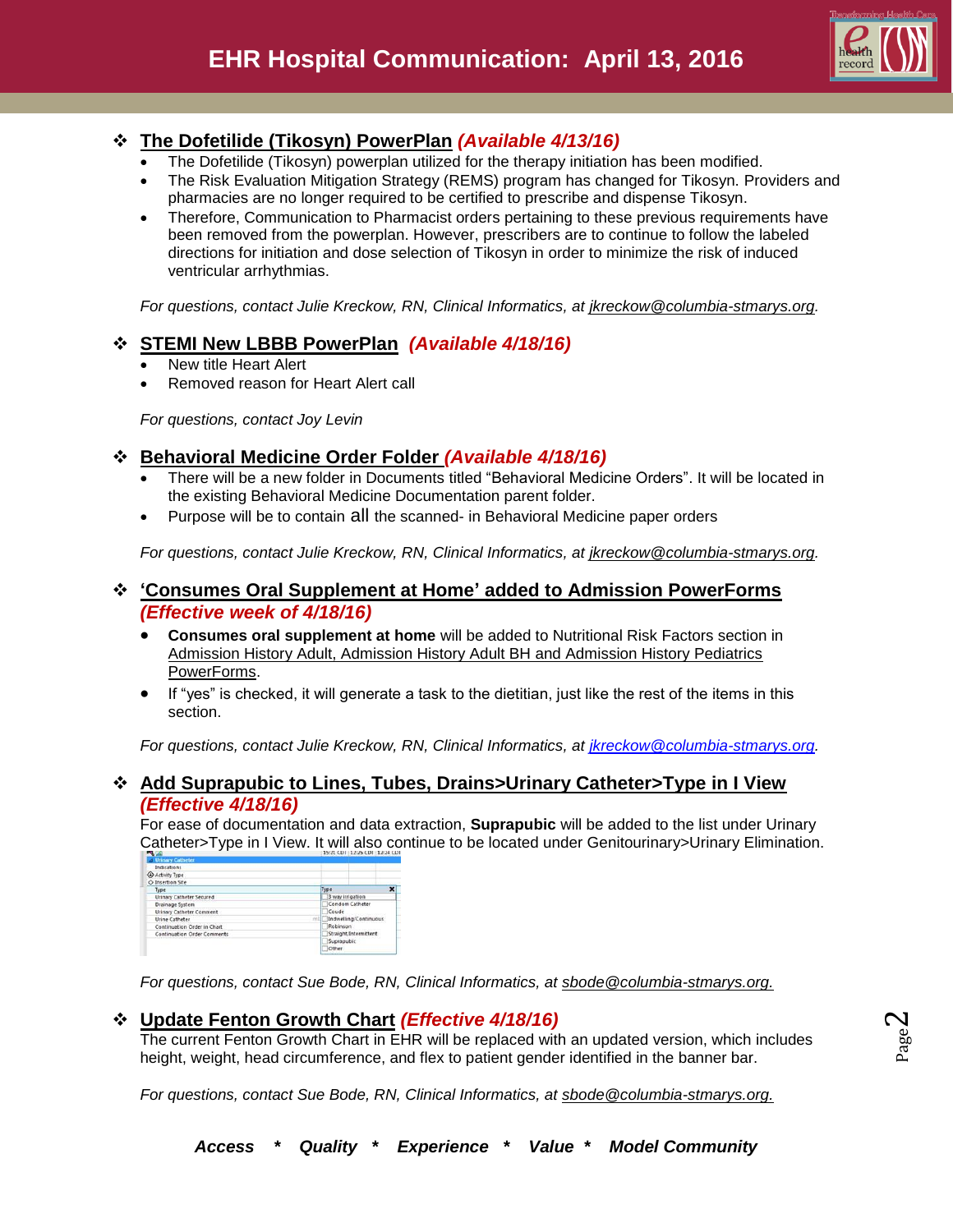# EHR Hospital Communication: April 13, 2016

## The Dofetilide (Tikosyn) PowerPlan *(Available 4/13/16)*

- The Dofetilide (Tikosyn) powerplan utilized for the therapy initiation has been modified.
- The Risk Evaluation Mitigation Strategy (REMS) program has changed for Tikosyn. Providers and pharmacies are no longer required to be certified to prescribe and dispense Tikosyn.
- Therefore, Communication to Pharmacist orders pertaining to these previous requirements have been removed from the powerplan. However, prescribers are to continue to follow the labeled directions for initiation and dose selection of Tikosyn in order to minimize the risk of induced ventricular arrhythmias.

*For questions, contact Julie Kreckow, RN, Clinical Informatics, at jkreckow@columbia-stmarys.org.*

## STEMI New LBBB PowerPlan *(Available 4/18/16)*

- New title Heart Alert
- Removed reason for Heart Alert call

*For questions, contact Joy Levin*

## Behavioral Medicine Order Folder *(Available 4/18/16)*

- There will be a new folder in Documents titled "Behavioral Medicine Orders". It will be located in the existing Behavioral Medicine Documentation parent folder.
- Purpose will be to contain all the scanned- in Behavioral Medicine paper orders

*For questions, contact Julie Kreckow, RN, Clinical Informatics, at jkreckow@columbia-stmarys.org.*

## 'Consumes Oral Supplement at Home' added to Admission PowerForms *(Effective week of 4/18/16)*

- **Consumes oral supplement at home** will be added to Nutritional Risk Factors section in Admission History Adult, Admission History Adult BH and Admission History Pediatrics PowerForms.
- If "yes" is checked, it will generate a task to the dietitian, just like the rest of the items in this section.

*For questions, contact Julie Kreckow, RN, Clinical Informatics, at jkreckow@columbia-stmarys.org.*

## Add Suprapubic to Lines, Tubes, Drains>Urinary Catheter>Type in I View *(Effective 4/18/16)*

For ease of documentation and data extraction, **Suprapubic** will be added to the list under Urinary Catheter>Type in I View. It will also continue to be located under Genitourinary>Urinary Elimination.

*For questions, contact Sue Bode, RN, Clinical Informatics, at sbode@columbia-stmarys.org.*

## Update Fenton Growth Chart *(Effective 4/18/16)*

The current Fenton Growth Chart in EHR will be replaced with an updated version, which includes height, weight, head circumference, and flex to patient gender identified in the banner bar.

*For questions, contact Sue Bode, RN, Clinical Informatics, at sbode@columbia-stmarys.org.*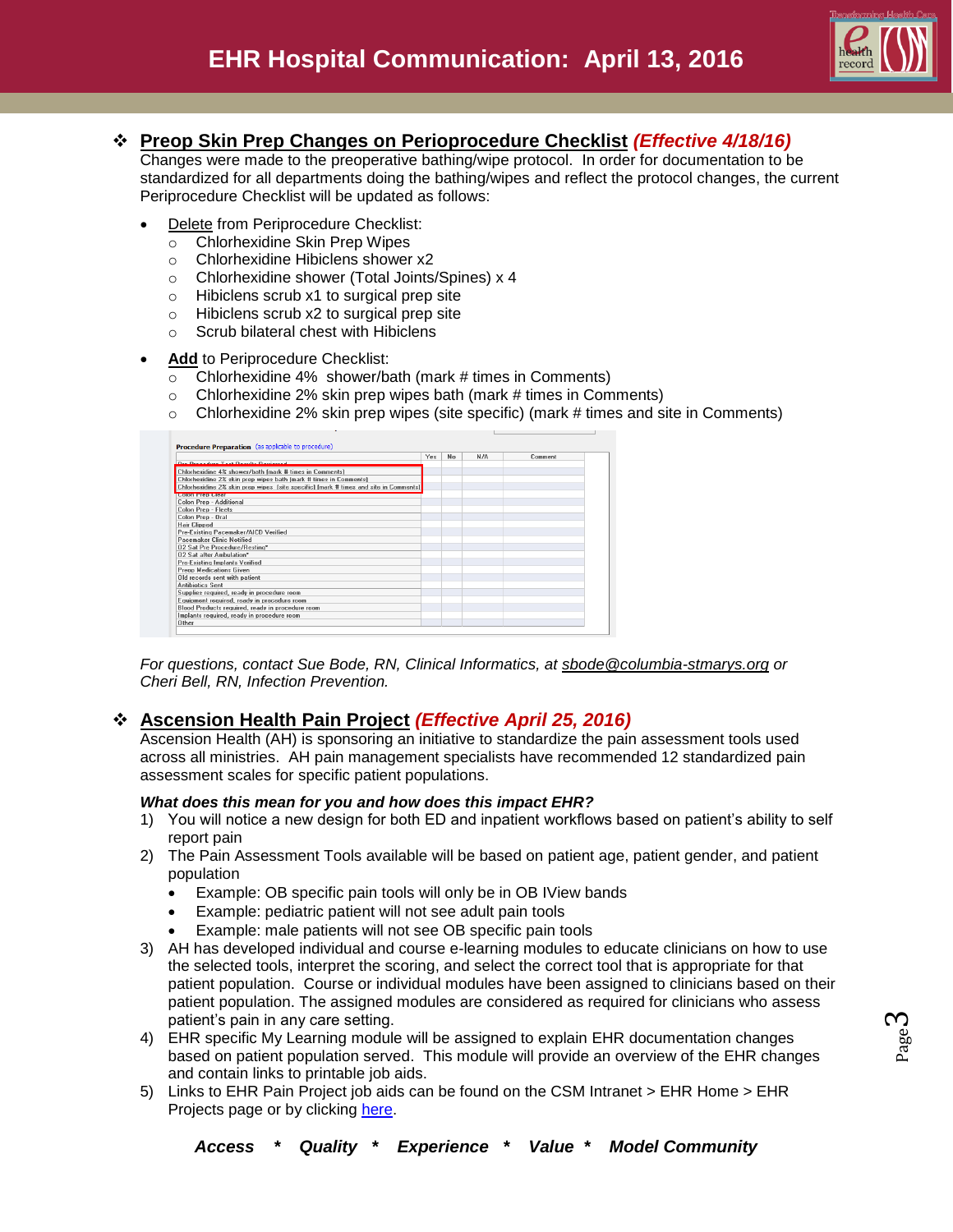# EHR Hospital Communication: April 13, 2016

## ❖ Preop Skin Prep Changes on Perioprocedure Checklist *(Effective 4/18/16)*

Changes were made to the preoperative bathing/wipe protocol. In order for documentation to be standardized for all departments doing the bathing/wipes and reflect the protocol changes, the current Periprocedure Checklist will be updated as follows:

- Delete from Periprocedure Checklist:
  - Chlorhexidine Skin Prep Wipes
  - Chlorhexidine Hibiclens shower x2
  - Chlorhexidine shower (Total Joints/Spines) x 4
  - Hibiclens scrub x1 to surgical prep site
  - Hibiclens scrub x2 to surgical prep site
  - Scrub bilateral chest with Hibiclens
- **Add** to Periprocedure Checklist:
  - Chlorhexidine 4% shower/bath (mark # times in Comments)
  - Chlorhexidine 2% skin prep wipes bath (mark # times in Comments)
  - Chlorhexidine 2% skin prep wipes (site specific) (mark # times and site in Comments)

**Procedure Preparation** (as applicable to procedure)

| | Yes | No | N/A | Comment |
|---|---|---|---|---|
| Pre-Procedure Test Results Reviewed | | | | |
| Chlorhexidine 4% shower/bath (mark # times in Comments) | | | | |
| Chlorhexidine 2% skin prep wipes bath (mark # times in Comments) | | | | |
| Chlorhexidine 2% skin prep wipes (site specific) (mark # times and site in Comments) | | | | |
| Colon Prep Clear | | | | |
| Colon Prep - Additional | | | | |
| Colon Prep - Fleets | | | | |
| Colon Prep - Oral | | | | |
| Hair Clipped | | | | |
| Pre-Existing Pacemaker/AICD Verified | | | | |
| Pacemaker Clinic Notified | | | | |
| O2 Sat Pre Procedure/Resting* | | | | |
| O2 Sat after Ambulation* | | | | |
| Pre-Existing Implants Verified | | | | |
| Preop Medications Given | | | | |
| Old records sent with patient | | | | |
| Antibiotics Sent | | | | |
| Supplies required, ready in procedure room | | | | |
| Equipment required, ready in procedure room | | | | |
| Blood Products required, ready in procedure room | | | | |
| Implants required, ready in procedure room | | | | |
| Other | | | | |

*For questions, contact Sue Bode, RN, Clinical Informatics, at sbode@columbia-stmarys.org or Cheri Bell, RN, Infection Prevention.*

## ❖ Ascension Health Pain Project *(Effective April 25, 2016)*

Ascension Health (AH) is sponsoring an initiative to standardize the pain assessment tools used across all ministries. AH pain management specialists have recommended 12 standardized pain assessment scales for specific patient populations.

***What does this mean for you and how does this impact EHR?***

1) You will notice a new design for both ED and inpatient workflows based on patient's ability to self report pain
2) The Pain Assessment Tools available will be based on patient age, patient gender, and patient population
   - Example: OB specific pain tools will only be in OB IView bands
   - Example: pediatric patient will not see adult pain tools
   - Example: male patients will not see OB specific pain tools
3) AH has developed individual and course e-learning modules to educate clinicians on how to use the selected tools, interpret the scoring, and select the correct tool that is appropriate for that patient population. Course or individual modules have been assigned to clinicians based on their patient population. The assigned modules are considered as required for clinicians who assess patient's pain in any care setting.
4) EHR specific My Learning module will be assigned to explain EHR documentation changes based on patient population served. This module will provide an overview of the EHR changes and contain links to printable job aids.
5) Links to EHR Pain Project job aids can be found on the CSM Intranet > EHR Home > EHR Projects page or by clicking here.

***Access * Quality * Experience * Value * Model Community***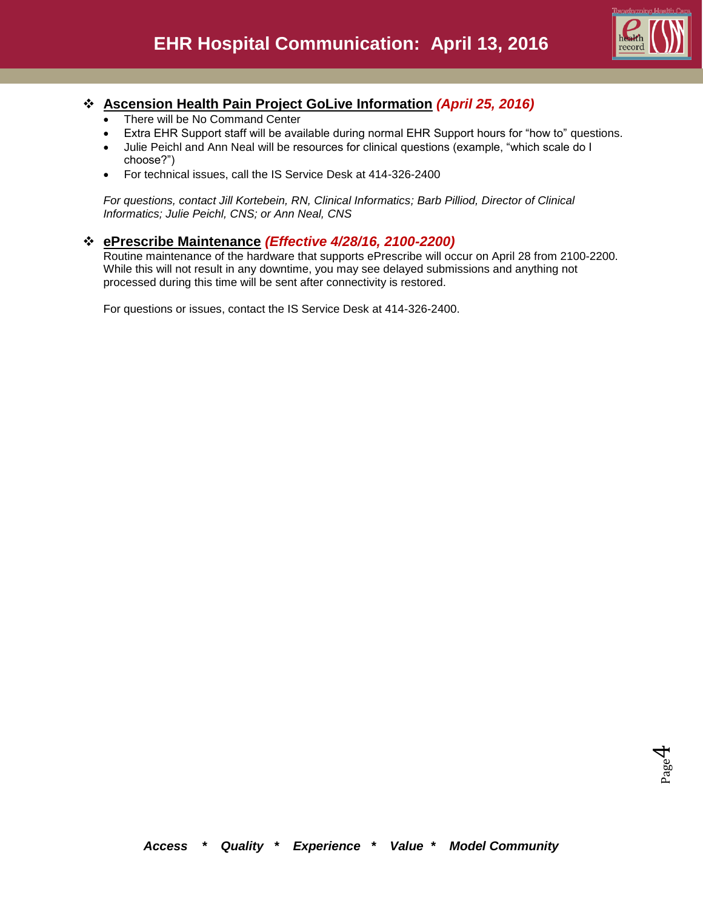# EHR Hospital Communication: April 13, 2016

- **Ascension Health Pain Project GoLive Information** ***(April 25, 2016)***
  - There will be No Command Center
  - Extra EHR Support staff will be available during normal EHR Support hours for “how to” questions.
  - Julie Peichl and Ann Neal will be resources for clinical questions (example, “which scale do I choose?”)
  - For technical issues, call the IS Service Desk at 414-326-2400

  *For questions, contact Jill Kortebein, RN, Clinical Informatics; Barb Pilliod, Director of Clinical Informatics; Julie Peichl, CNS; or Ann Neal, CNS*

- **ePrescribe Maintenance** ***(Effective 4/28/16, 2100-2200)***

  Routine maintenance of the hardware that supports ePrescribe will occur on April 28 from 2100-2200. While this will not result in any downtime, you may see delayed submissions and anything not processed during this time will be sent after connectivity is restored.

  For questions or issues, contact the IS Service Desk at 414-326-2400.

***Access * Quality * Experience * Value * Model Community***